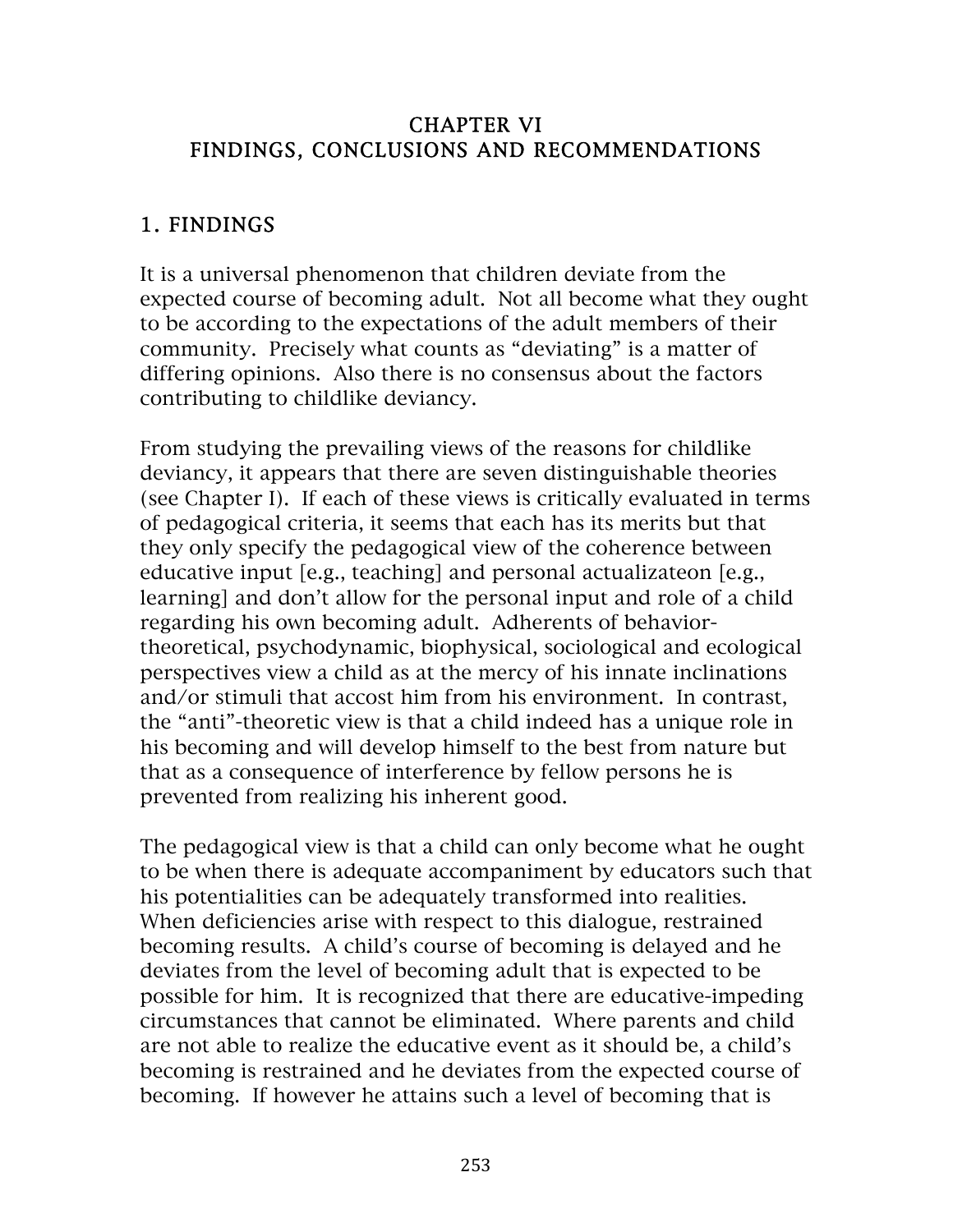# CHAPTER VI
# FINDINGS, CONCLUSIONS AND RECOMMENDATIONS

## 1. FINDINGS

It is a universal phenomenon that children deviate from the expected course of becoming adult. Not all become what they ought to be according to the expectations of the adult members of their community. Precisely what counts as "deviating" is a matter of differing opinions. Also there is no consensus about the factors contributing to childlike deviancy.

From studying the prevailing views of the reasons for childlike deviancy, it appears that there are seven distinguishable theories (see Chapter I). If each of these views is critically evaluated in terms of pedagogical criteria, it seems that each has its merits but that they only specify the pedagogical view of the coherence between educative input [e.g., teaching] and personal actualizateon [e.g., learning] and don't allow for the personal input and role of a child regarding his own becoming adult. Adherents of behavior-theoretical, psychodynamic, biophysical, sociological and ecological perspectives view a child as at the mercy of his innate inclinations and/or stimuli that accost him from his environment. In contrast, the "anti"-theoretic view is that a child indeed has a unique role in his becoming and will develop himself to the best from nature but that as a consequence of interference by fellow persons he is prevented from realizing his inherent good.

The pedagogical view is that a child can only become what he ought to be when there is adequate accompaniment by educators such that his potentialities can be adequately transformed into realities. When deficiencies arise with respect to this dialogue, restrained becoming results. A child's course of becoming is delayed and he deviates from the level of becoming adult that is expected to be possible for him. It is recognized that there are educative-impeding circumstances that cannot be eliminated. Where parents and child are not able to realize the educative event as it should be, a child's becoming is restrained and he deviates from the expected course of becoming. If however he attains such a level of becoming that is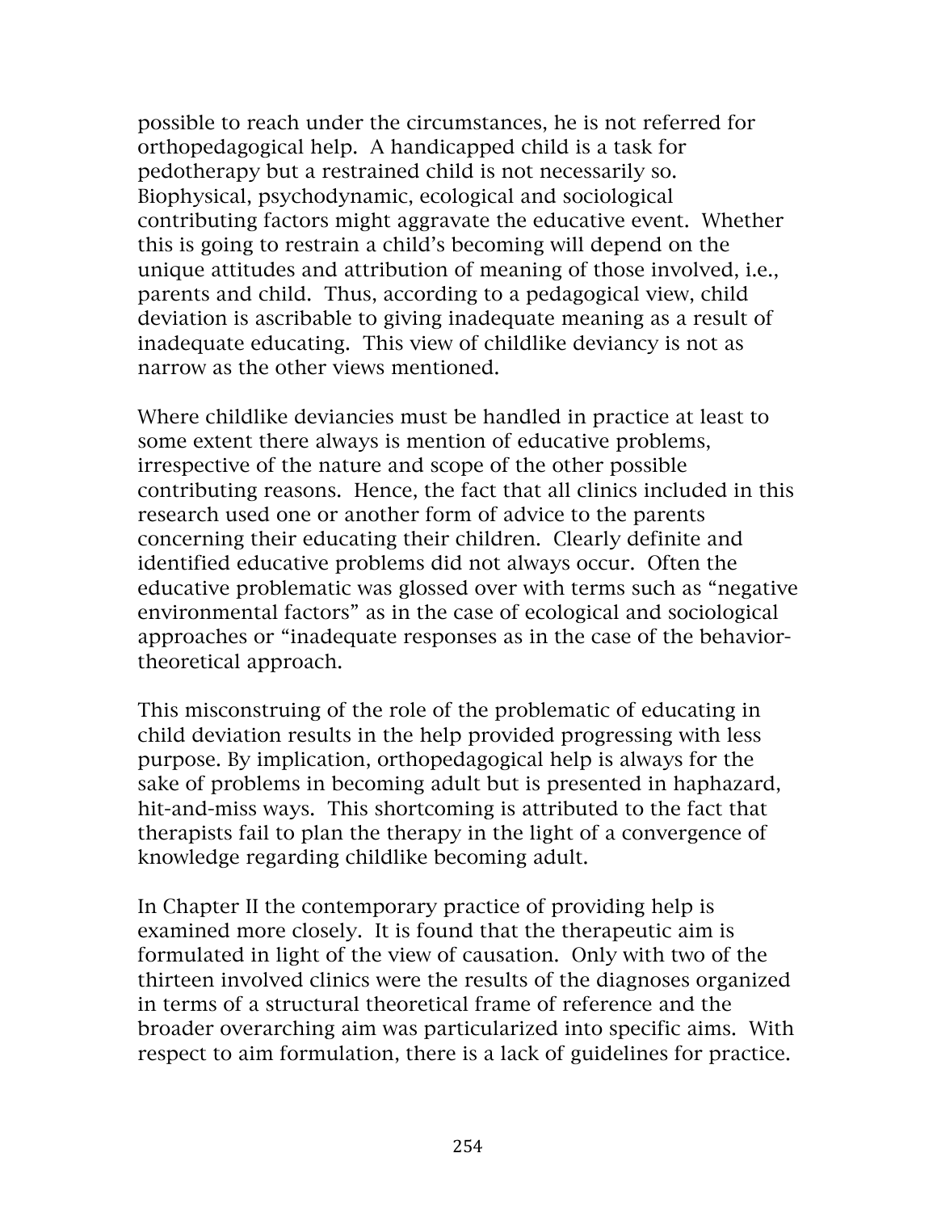possible to reach under the circumstances, he is not referred for orthopedagogical help. A handicapped child is a task for pedotherapy but a restrained child is not necessarily so. Biophysical, psychodynamic, ecological and sociological contributing factors might aggravate the educative event. Whether this is going to restrain a child's becoming will depend on the unique attitudes and attribution of meaning of those involved, i.e., parents and child. Thus, according to a pedagogical view, child deviation is ascribable to giving inadequate meaning as a result of inadequate educating. This view of childlike deviancy is not as narrow as the other views mentioned.

Where childlike deviancies must be handled in practice at least to some extent there always is mention of educative problems, irrespective of the nature and scope of the other possible contributing reasons. Hence, the fact that all clinics included in this research used one or another form of advice to the parents concerning their educating their children. Clearly definite and identified educative problems did not always occur. Often the educative problematic was glossed over with terms such as "negative environmental factors" as in the case of ecological and sociological approaches or "inadequate responses as in the case of the behavior-theoretical approach.

This misconstruing of the role of the problematic of educating in child deviation results in the help provided progressing with less purpose. By implication, orthopedagogical help is always for the sake of problems in becoming adult but is presented in haphazard, hit-and-miss ways. This shortcoming is attributed to the fact that therapists fail to plan the therapy in the light of a convergence of knowledge regarding childlike becoming adult.

In Chapter II the contemporary practice of providing help is examined more closely. It is found that the therapeutic aim is formulated in light of the view of causation. Only with two of the thirteen involved clinics were the results of the diagnoses organized in terms of a structural theoretical frame of reference and the broader overarching aim was particularized into specific aims. With respect to aim formulation, there is a lack of guidelines for practice.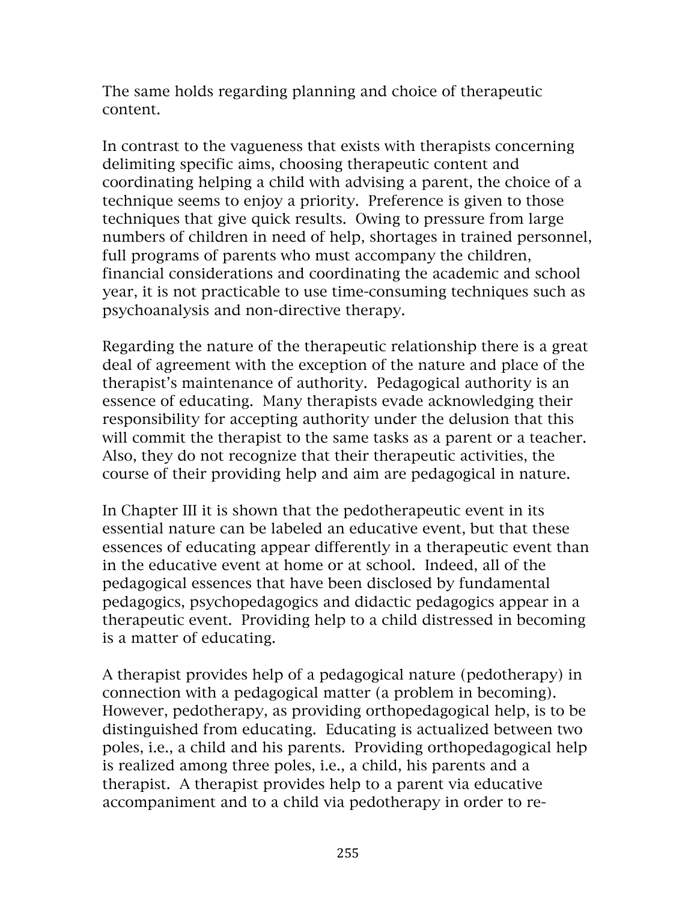The same holds regarding planning and choice of therapeutic content.

In contrast to the vagueness that exists with therapists concerning delimiting specific aims, choosing therapeutic content and coordinating helping a child with advising a parent, the choice of a technique seems to enjoy a priority. Preference is given to those techniques that give quick results. Owing to pressure from large numbers of children in need of help, shortages in trained personnel, full programs of parents who must accompany the children, financial considerations and coordinating the academic and school year, it is not practicable to use time-consuming techniques such as psychoanalysis and non-directive therapy.

Regarding the nature of the therapeutic relationship there is a great deal of agreement with the exception of the nature and place of the therapist's maintenance of authority. Pedagogical authority is an essence of educating. Many therapists evade acknowledging their responsibility for accepting authority under the delusion that this will commit the therapist to the same tasks as a parent or a teacher. Also, they do not recognize that their therapeutic activities, the course of their providing help and aim are pedagogical in nature.

In Chapter III it is shown that the pedotherapeutic event in its essential nature can be labeled an educative event, but that these essences of educating appear differently in a therapeutic event than in the educative event at home or at school. Indeed, all of the pedagogical essences that have been disclosed by fundamental pedagogics, psychopedagogics and didactic pedagogics appear in a therapeutic event. Providing help to a child distressed in becoming is a matter of educating.

A therapist provides help of a pedagogical nature (pedotherapy) in connection with a pedagogical matter (a problem in becoming). However, pedotherapy, as providing orthopedagogical help, is to be distinguished from educating. Educating is actualized between two poles, i.e., a child and his parents. Providing orthopedagogical help is realized among three poles, i.e., a child, his parents and a therapist. A therapist provides help to a parent via educative accompaniment and to a child via pedotherapy in order to re-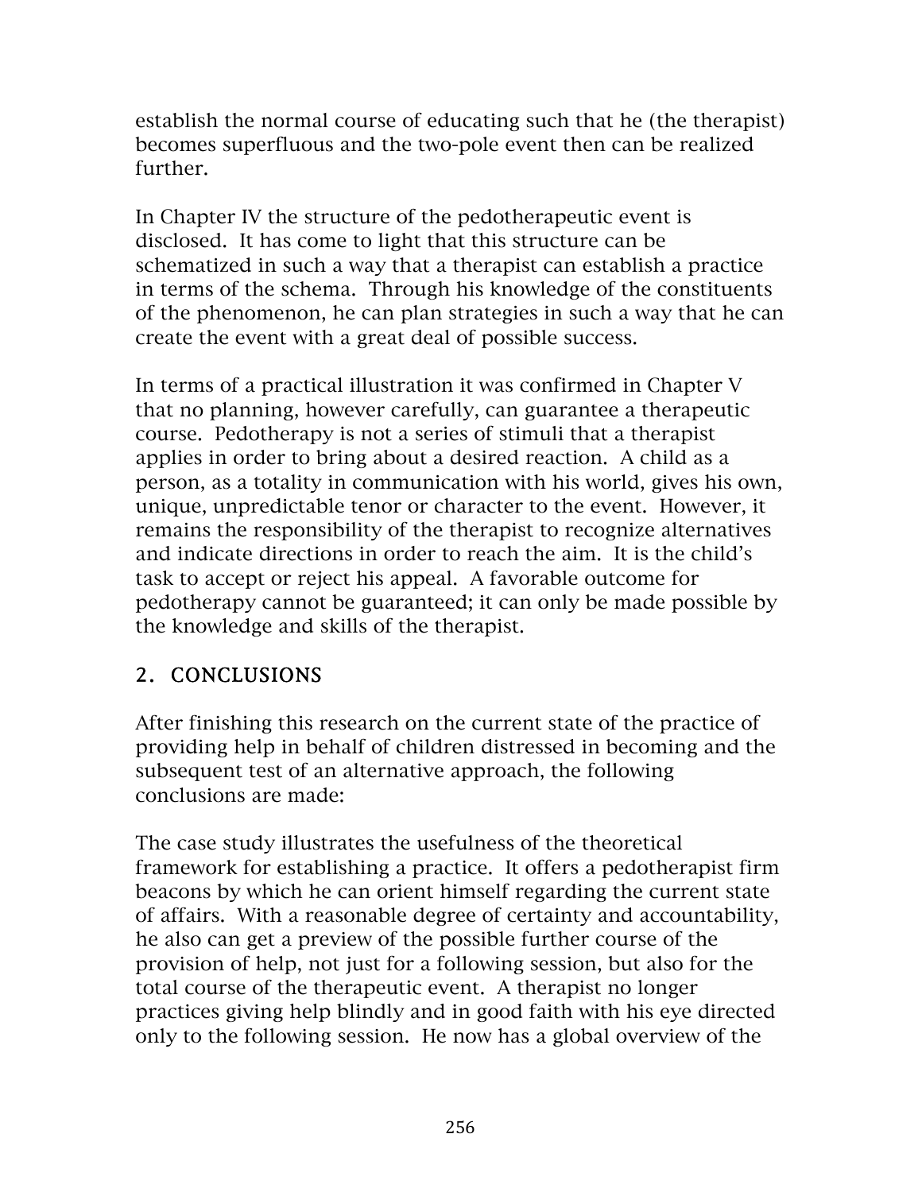establish the normal course of educating such that he (the therapist) becomes superfluous and the two-pole event then can be realized further.

In Chapter IV the structure of the pedotherapeutic event is disclosed. It has come to light that this structure can be schematized in such a way that a therapist can establish a practice in terms of the schema. Through his knowledge of the constituents of the phenomenon, he can plan strategies in such a way that he can create the event with a great deal of possible success.

In terms of a practical illustration it was confirmed in Chapter V that no planning, however carefully, can guarantee a therapeutic course. Pedotherapy is not a series of stimuli that a therapist applies in order to bring about a desired reaction. A child as a person, as a totality in communication with his world, gives his own, unique, unpredictable tenor or character to the event. However, it remains the responsibility of the therapist to recognize alternatives and indicate directions in order to reach the aim. It is the child's task to accept or reject his appeal. A favorable outcome for pedotherapy cannot be guaranteed; it can only be made possible by the knowledge and skills of the therapist.

## 2. CONCLUSIONS

After finishing this research on the current state of the practice of providing help in behalf of children distressed in becoming and the subsequent test of an alternative approach, the following conclusions are made:

The case study illustrates the usefulness of the theoretical framework for establishing a practice. It offers a pedotherapist firm beacons by which he can orient himself regarding the current state of affairs. With a reasonable degree of certainty and accountability, he also can get a preview of the possible further course of the provision of help, not just for a following session, but also for the total course of the therapeutic event. A therapist no longer practices giving help blindly and in good faith with his eye directed only to the following session. He now has a global overview of the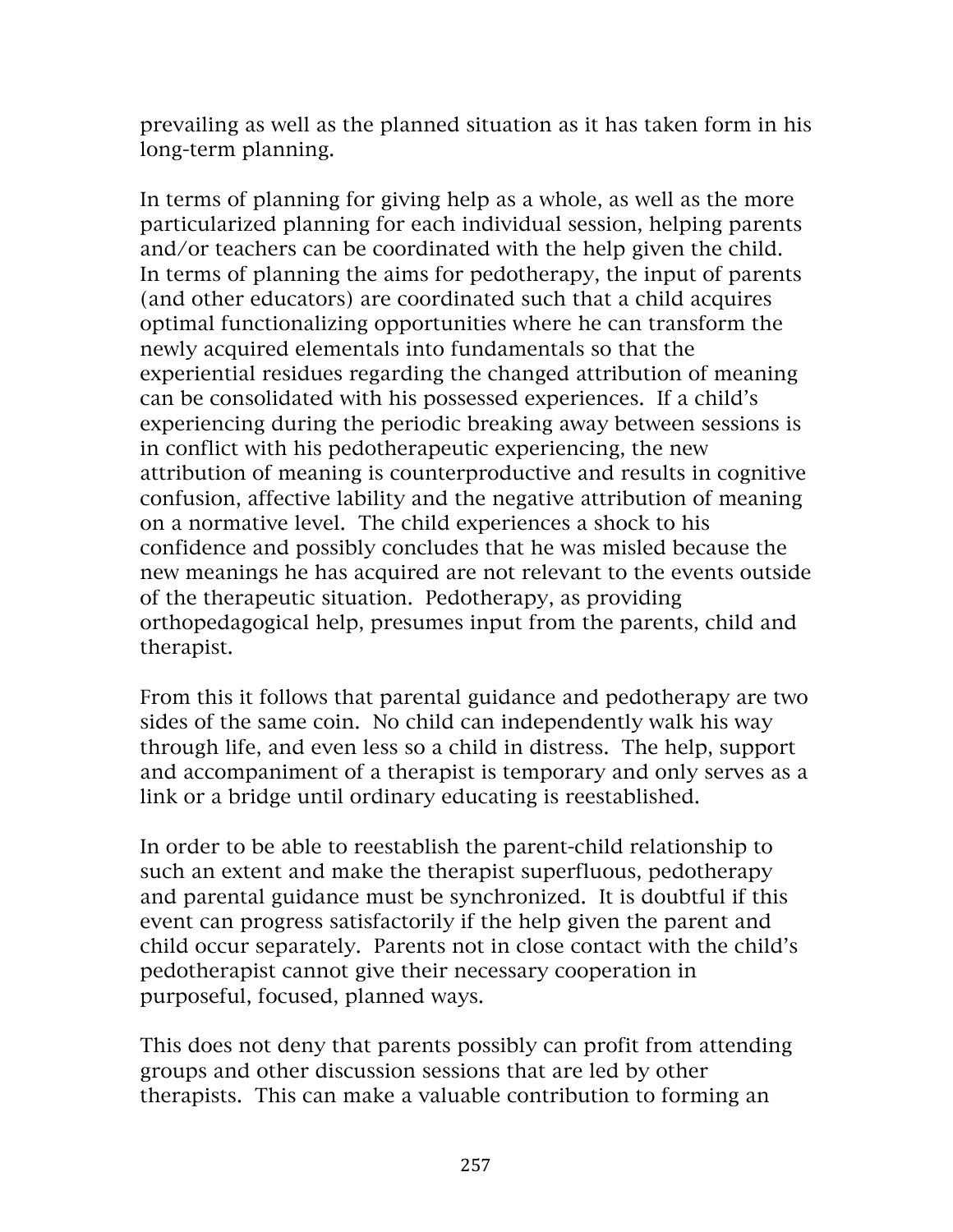prevailing as well as the planned situation as it has taken form in his long-term planning.

In terms of planning for giving help as a whole, as well as the more particularized planning for each individual session, helping parents and/or teachers can be coordinated with the help given the child. In terms of planning the aims for pedotherapy, the input of parents (and other educators) are coordinated such that a child acquires optimal functionalizing opportunities where he can transform the newly acquired elementals into fundamentals so that the experiential residues regarding the changed attribution of meaning can be consolidated with his possessed experiences. If a child's experiencing during the periodic breaking away between sessions is in conflict with his pedotherapeutic experiencing, the new attribution of meaning is counterproductive and results in cognitive confusion, affective lability and the negative attribution of meaning on a normative level. The child experiences a shock to his confidence and possibly concludes that he was misled because the new meanings he has acquired are not relevant to the events outside of the therapeutic situation. Pedotherapy, as providing orthopedagogical help, presumes input from the parents, child and therapist.

From this it follows that parental guidance and pedotherapy are two sides of the same coin. No child can independently walk his way through life, and even less so a child in distress. The help, support and accompaniment of a therapist is temporary and only serves as a link or a bridge until ordinary educating is reestablished.

In order to be able to reestablish the parent-child relationship to such an extent and make the therapist superfluous, pedotherapy and parental guidance must be synchronized. It is doubtful if this event can progress satisfactorily if the help given the parent and child occur separately. Parents not in close contact with the child's pedotherapist cannot give their necessary cooperation in purposeful, focused, planned ways.

This does not deny that parents possibly can profit from attending groups and other discussion sessions that are led by other therapists. This can make a valuable contribution to forming an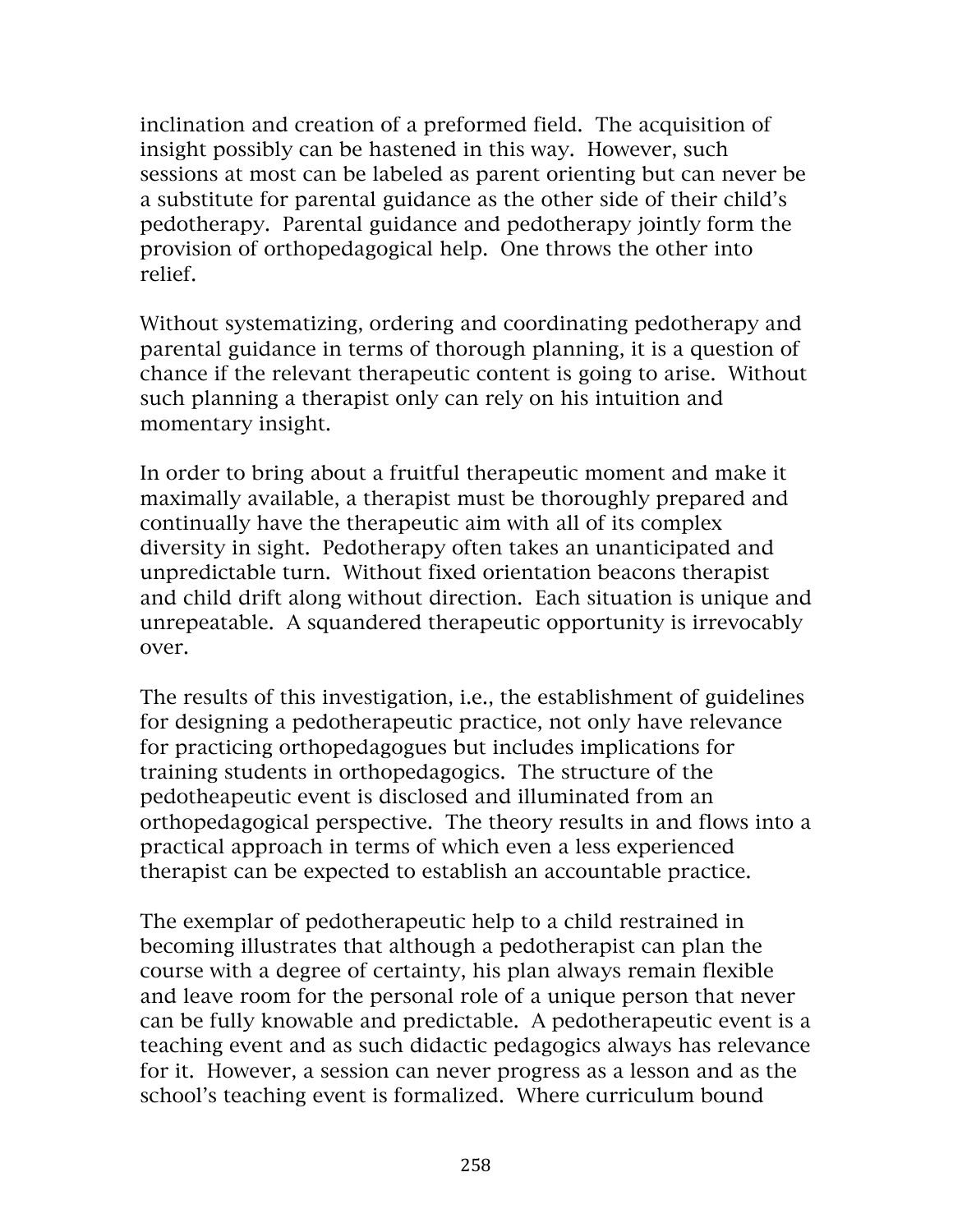inclination and creation of a preformed field. The acquisition of insight possibly can be hastened in this way. However, such sessions at most can be labeled as parent orienting but can never be a substitute for parental guidance as the other side of their child's pedotherapy. Parental guidance and pedotherapy jointly form the provision of orthopedagogical help. One throws the other into relief.

Without systematizing, ordering and coordinating pedotherapy and parental guidance in terms of thorough planning, it is a question of chance if the relevant therapeutic content is going to arise. Without such planning a therapist only can rely on his intuition and momentary insight.

In order to bring about a fruitful therapeutic moment and make it maximally available, a therapist must be thoroughly prepared and continually have the therapeutic aim with all of its complex diversity in sight. Pedotherapy often takes an unanticipated and unpredictable turn. Without fixed orientation beacons therapist and child drift along without direction. Each situation is unique and unrepeatable. A squandered therapeutic opportunity is irrevocably over.

The results of this investigation, i.e., the establishment of guidelines for designing a pedotherapeutic practice, not only have relevance for practicing orthopedagogues but includes implications for training students in orthopedagogics. The structure of the pedotheapeutic event is disclosed and illuminated from an orthopedagogical perspective. The theory results in and flows into a practical approach in terms of which even a less experienced therapist can be expected to establish an accountable practice.

The exemplar of pedotherapeutic help to a child restrained in becoming illustrates that although a pedotherapist can plan the course with a degree of certainty, his plan always remain flexible and leave room for the personal role of a unique person that never can be fully knowable and predictable. A pedotherapeutic event is a teaching event and as such didactic pedagogics always has relevance for it. However, a session can never progress as a lesson and as the school's teaching event is formalized. Where curriculum bound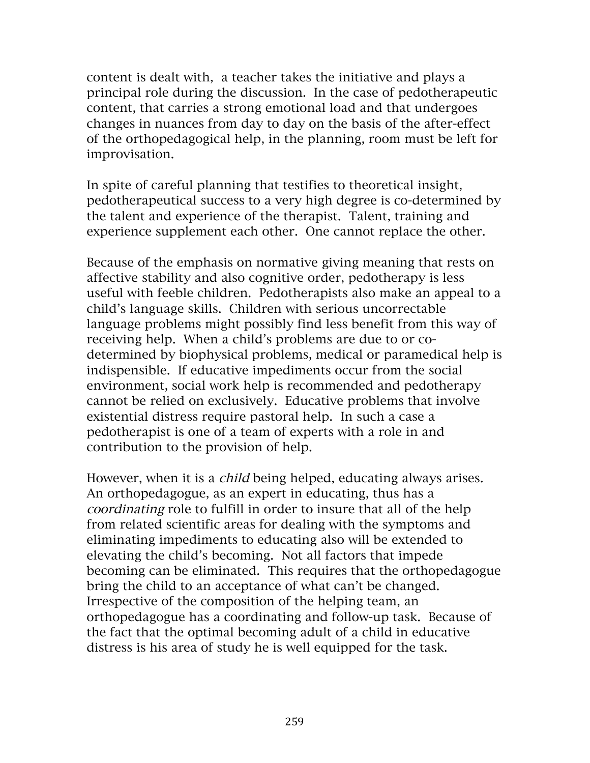content is dealt with, a teacher takes the initiative and plays a principal role during the discussion. In the case of pedotherapeutic content, that carries a strong emotional load and that undergoes changes in nuances from day to day on the basis of the after-effect of the orthopedagogical help, in the planning, room must be left for improvisation.

In spite of careful planning that testifies to theoretical insight, pedotherapeutical success to a very high degree is co-determined by the talent and experience of the therapist. Talent, training and experience supplement each other. One cannot replace the other.

Because of the emphasis on normative giving meaning that rests on affective stability and also cognitive order, pedotherapy is less useful with feeble children. Pedotherapists also make an appeal to a child's language skills. Children with serious uncorrectable language problems might possibly find less benefit from this way of receiving help. When a child's problems are due to or co-determined by biophysical problems, medical or paramedical help is indispensible. If educative impediments occur from the social environment, social work help is recommended and pedotherapy cannot be relied on exclusively. Educative problems that involve existential distress require pastoral help. In such a case a pedotherapist is one of a team of experts with a role in and contribution to the provision of help.

However, when it is a *child* being helped, educating always arises. An orthopedagogue, as an expert in educating, thus has a *coordinating* role to fulfill in order to insure that all of the help from related scientific areas for dealing with the symptoms and eliminating impediments to educating also will be extended to elevating the child's becoming. Not all factors that impede becoming can be eliminated. This requires that the orthopedagogue bring the child to an acceptance of what can't be changed. Irrespective of the composition of the helping team, an orthopedagogue has a coordinating and follow-up task. Because of the fact that the optimal becoming adult of a child in educative distress is his area of study he is well equipped for the task.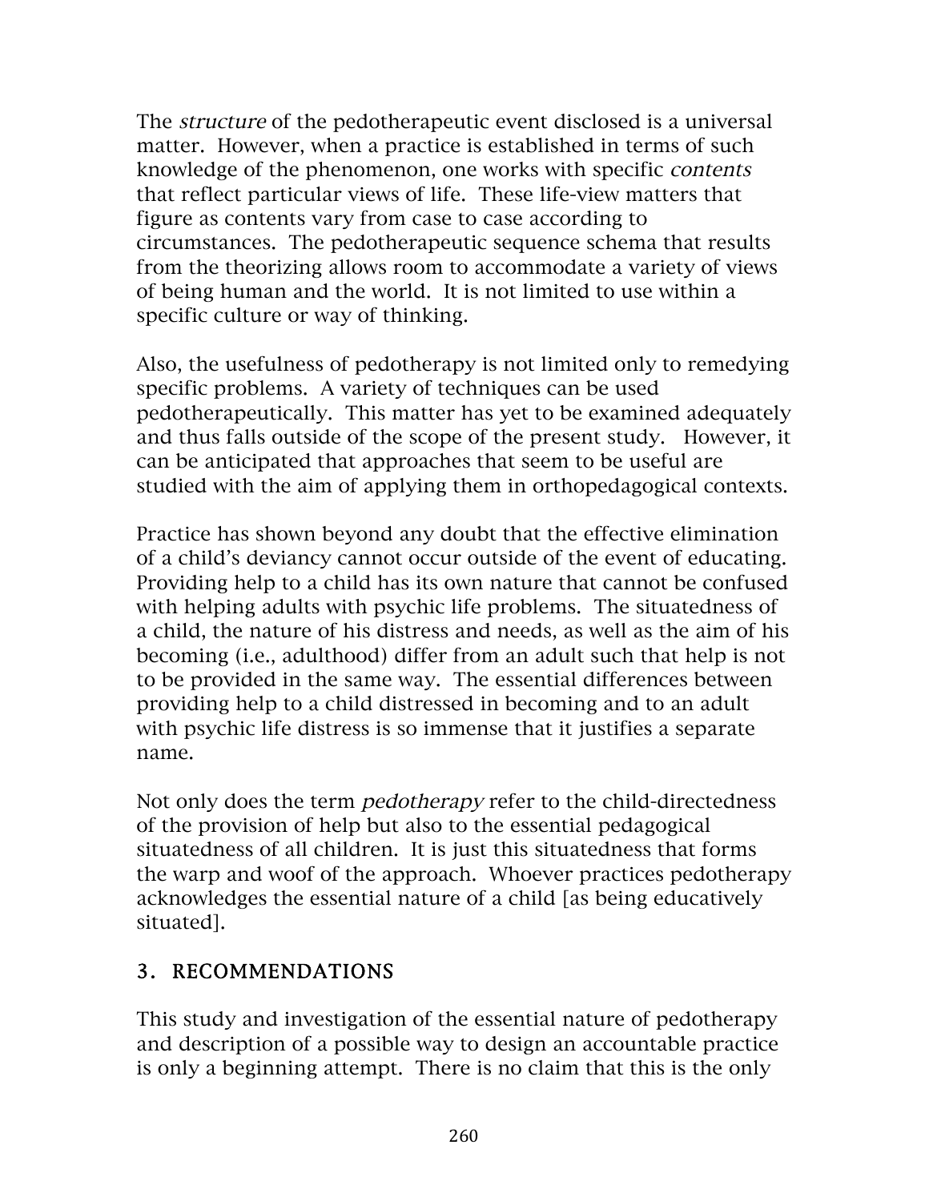The *structure* of the pedotherapeutic event disclosed is a universal matter. However, when a practice is established in terms of such knowledge of the phenomenon, one works with specific *contents* that reflect particular views of life. These life-view matters that figure as contents vary from case to case according to circumstances. The pedotherapeutic sequence schema that results from the theorizing allows room to accommodate a variety of views of being human and the world. It is not limited to use within a specific culture or way of thinking.

Also, the usefulness of pedotherapy is not limited only to remedying specific problems. A variety of techniques can be used pedotherapeutically. This matter has yet to be examined adequately and thus falls outside of the scope of the present study. However, it can be anticipated that approaches that seem to be useful are studied with the aim of applying them in orthopedagogical contexts.

Practice has shown beyond any doubt that the effective elimination of a child's deviancy cannot occur outside of the event of educating. Providing help to a child has its own nature that cannot be confused with helping adults with psychic life problems. The situatedness of a child, the nature of his distress and needs, as well as the aim of his becoming (i.e., adulthood) differ from an adult such that help is not to be provided in the same way. The essential differences between providing help to a child distressed in becoming and to an adult with psychic life distress is so immense that it justifies a separate name.

Not only does the term *pedotherapy* refer to the child-directedness of the provision of help but also to the essential pedagogical situatedness of all children. It is just this situatedness that forms the warp and woof of the approach. Whoever practices pedotherapy acknowledges the essential nature of a child [as being educatively situated].

## 3. RECOMMENDATIONS

This study and investigation of the essential nature of pedotherapy and description of a possible way to design an accountable practice is only a beginning attempt. There is no claim that this is the only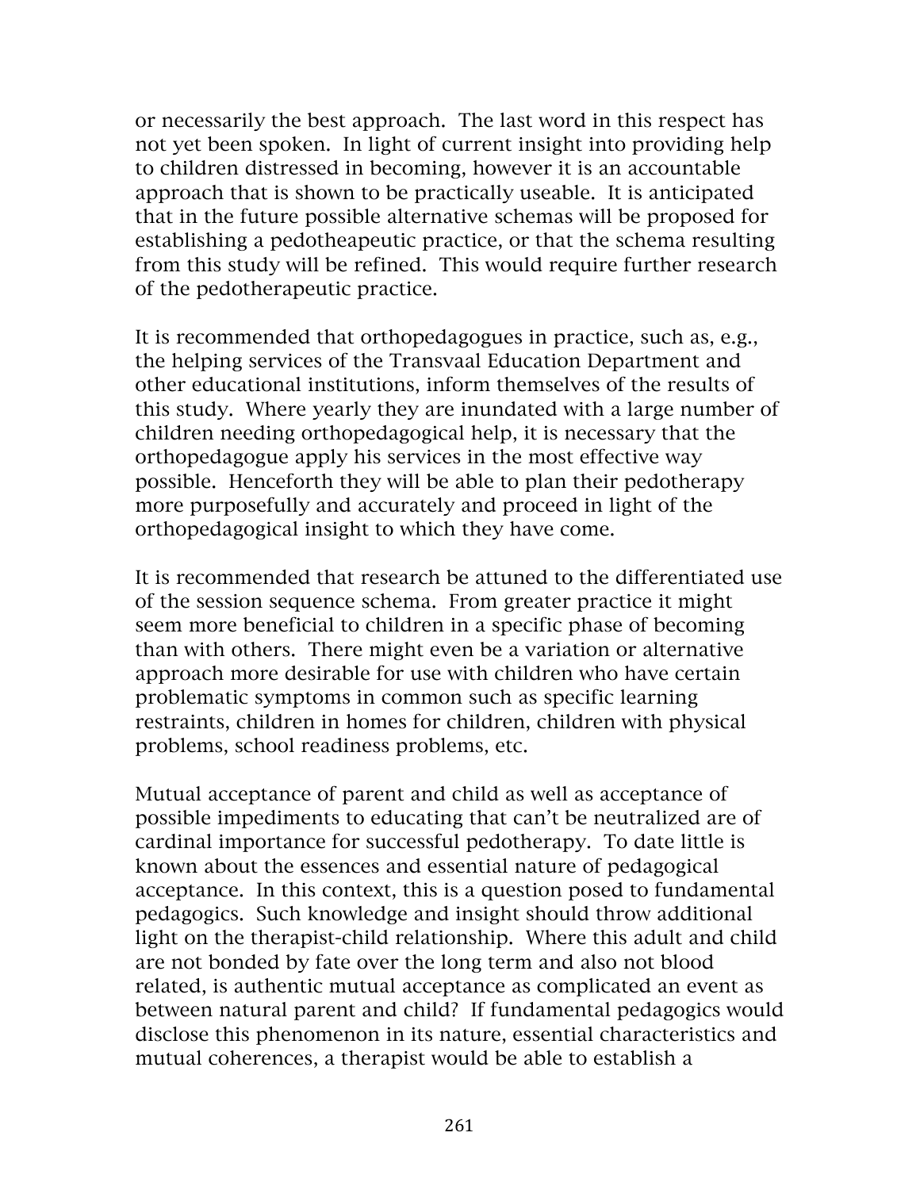or necessarily the best approach. The last word in this respect has not yet been spoken. In light of current insight into providing help to children distressed in becoming, however it is an accountable approach that is shown to be practically useable. It is anticipated that in the future possible alternative schemas will be proposed for establishing a pedotheapeutic practice, or that the schema resulting from this study will be refined. This would require further research of the pedotherapeutic practice.

It is recommended that orthopedagogues in practice, such as, e.g., the helping services of the Transvaal Education Department and other educational institutions, inform themselves of the results of this study. Where yearly they are inundated with a large number of children needing orthopedagogical help, it is necessary that the orthopedagogue apply his services in the most effective way possible. Henceforth they will be able to plan their pedotherapy more purposefully and accurately and proceed in light of the orthopedagogical insight to which they have come.

It is recommended that research be attuned to the differentiated use of the session sequence schema. From greater practice it might seem more beneficial to children in a specific phase of becoming than with others. There might even be a variation or alternative approach more desirable for use with children who have certain problematic symptoms in common such as specific learning restraints, children in homes for children, children with physical problems, school readiness problems, etc.

Mutual acceptance of parent and child as well as acceptance of possible impediments to educating that can't be neutralized are of cardinal importance for successful pedotherapy. To date little is known about the essences and essential nature of pedagogical acceptance. In this context, this is a question posed to fundamental pedagogics. Such knowledge and insight should throw additional light on the therapist-child relationship. Where this adult and child are not bonded by fate over the long term and also not blood related, is authentic mutual acceptance as complicated an event as between natural parent and child? If fundamental pedagogics would disclose this phenomenon in its nature, essential characteristics and mutual coherences, a therapist would be able to establish a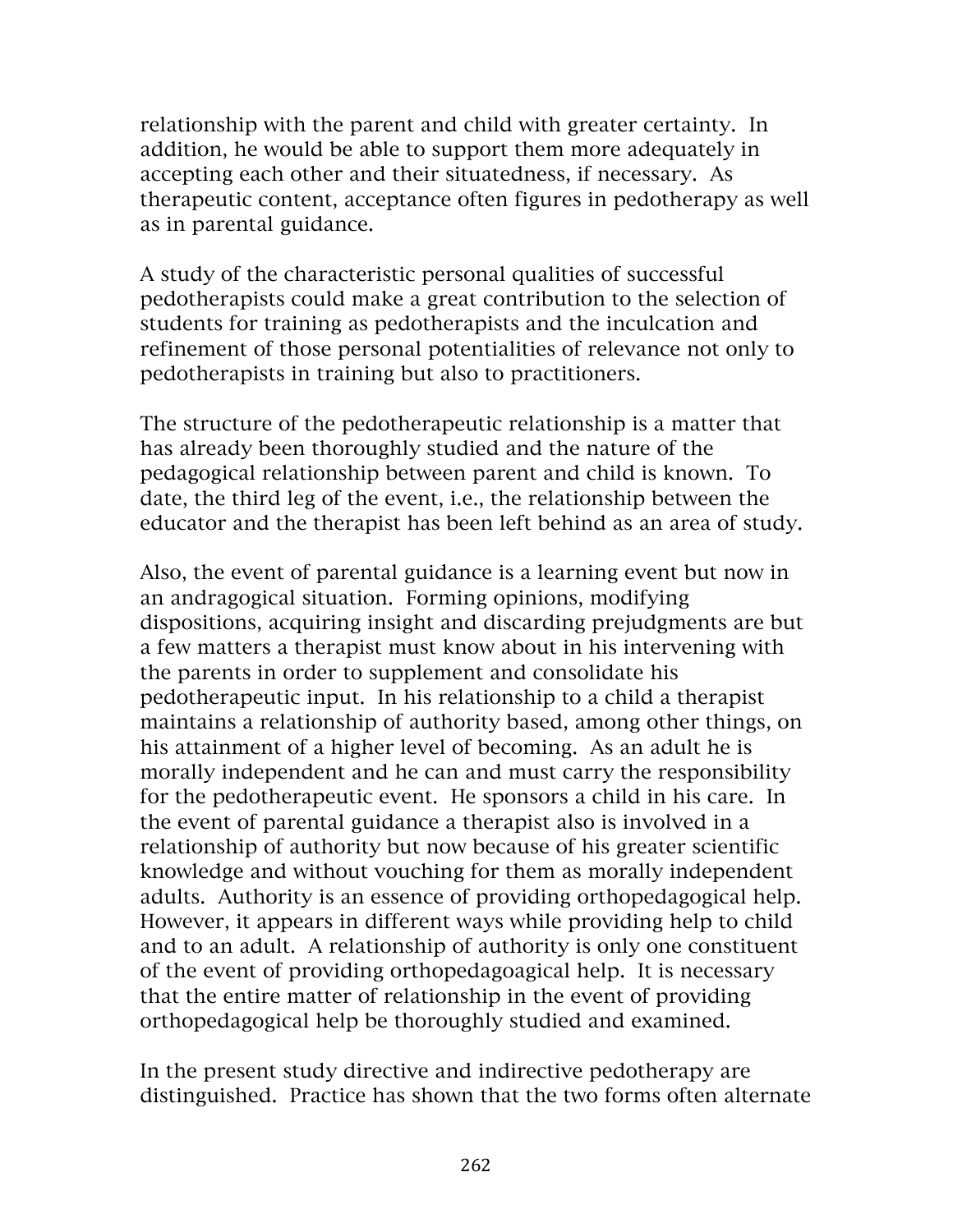relationship with the parent and child with greater certainty. In addition, he would be able to support them more adequately in accepting each other and their situatedness, if necessary. As therapeutic content, acceptance often figures in pedotherapy as well as in parental guidance.

A study of the characteristic personal qualities of successful pedotherapists could make a great contribution to the selection of students for training as pedotherapists and the inculcation and refinement of those personal potentialities of relevance not only to pedotherapists in training but also to practitioners.

The structure of the pedotherapeutic relationship is a matter that has already been thoroughly studied and the nature of the pedagogical relationship between parent and child is known. To date, the third leg of the event, i.e., the relationship between the educator and the therapist has been left behind as an area of study.

Also, the event of parental guidance is a learning event but now in an andragogical situation. Forming opinions, modifying dispositions, acquiring insight and discarding prejudgments are but a few matters a therapist must know about in his intervening with the parents in order to supplement and consolidate his pedotherapeutic input. In his relationship to a child a therapist maintains a relationship of authority based, among other things, on his attainment of a higher level of becoming. As an adult he is morally independent and he can and must carry the responsibility for the pedotherapeutic event. He sponsors a child in his care. In the event of parental guidance a therapist also is involved in a relationship of authority but now because of his greater scientific knowledge and without vouching for them as morally independent adults. Authority is an essence of providing orthopedagogical help. However, it appears in different ways while providing help to child and to an adult. A relationship of authority is only one constituent of the event of providing orthopedagoagical help. It is necessary that the entire matter of relationship in the event of providing orthopedagogical help be thoroughly studied and examined.

In the present study directive and indirective pedotherapy are distinguished. Practice has shown that the two forms often alternate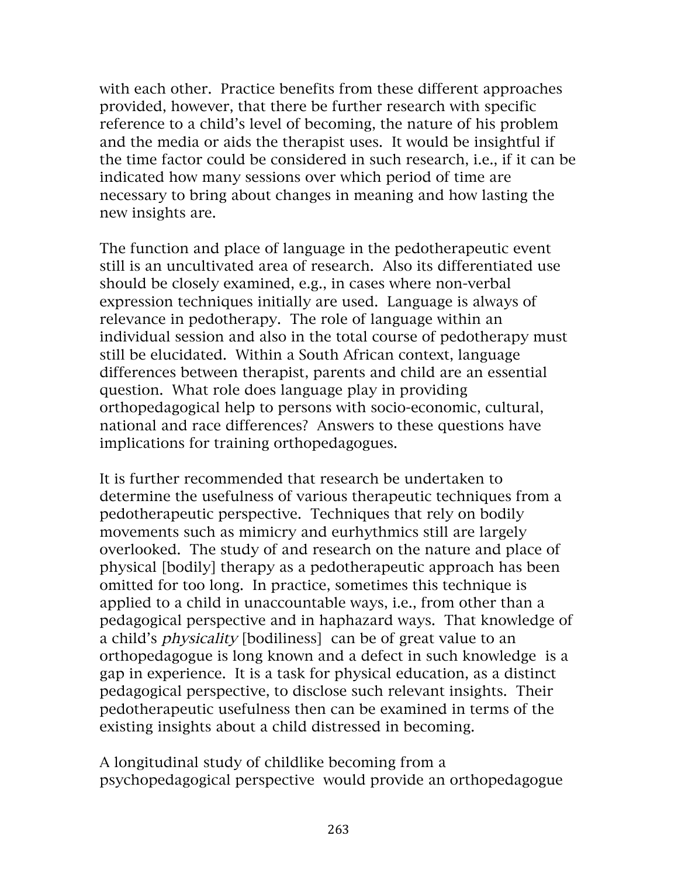with each other. Practice benefits from these different approaches provided, however, that there be further research with specific reference to a child's level of becoming, the nature of his problem and the media or aids the therapist uses. It would be insightful if the time factor could be considered in such research, i.e., if it can be indicated how many sessions over which period of time are necessary to bring about changes in meaning and how lasting the new insights are.

The function and place of language in the pedotherapeutic event still is an uncultivated area of research. Also its differentiated use should be closely examined, e.g., in cases where non-verbal expression techniques initially are used. Language is always of relevance in pedotherapy. The role of language within an individual session and also in the total course of pedotherapy must still be elucidated. Within a South African context, language differences between therapist, parents and child are an essential question. What role does language play in providing orthopedagogical help to persons with socio-economic, cultural, national and race differences? Answers to these questions have implications for training orthopedagogues.

It is further recommended that research be undertaken to determine the usefulness of various therapeutic techniques from a pedotherapeutic perspective. Techniques that rely on bodily movements such as mimicry and eurhythmics still are largely overlooked. The study of and research on the nature and place of physical [bodily] therapy as a pedotherapeutic approach has been omitted for too long. In practice, sometimes this technique is applied to a child in unaccountable ways, i.e., from other than a pedagogical perspective and in haphazard ways. That knowledge of a child's *physicality* [bodiliness] can be of great value to an orthopedagogue is long known and a defect in such knowledge is a gap in experience. It is a task for physical education, as a distinct pedagogical perspective, to disclose such relevant insights. Their pedotherapeutic usefulness then can be examined in terms of the existing insights about a child distressed in becoming.

A longitudinal study of childlike becoming from a psychopedagogical perspective would provide an orthopedagogue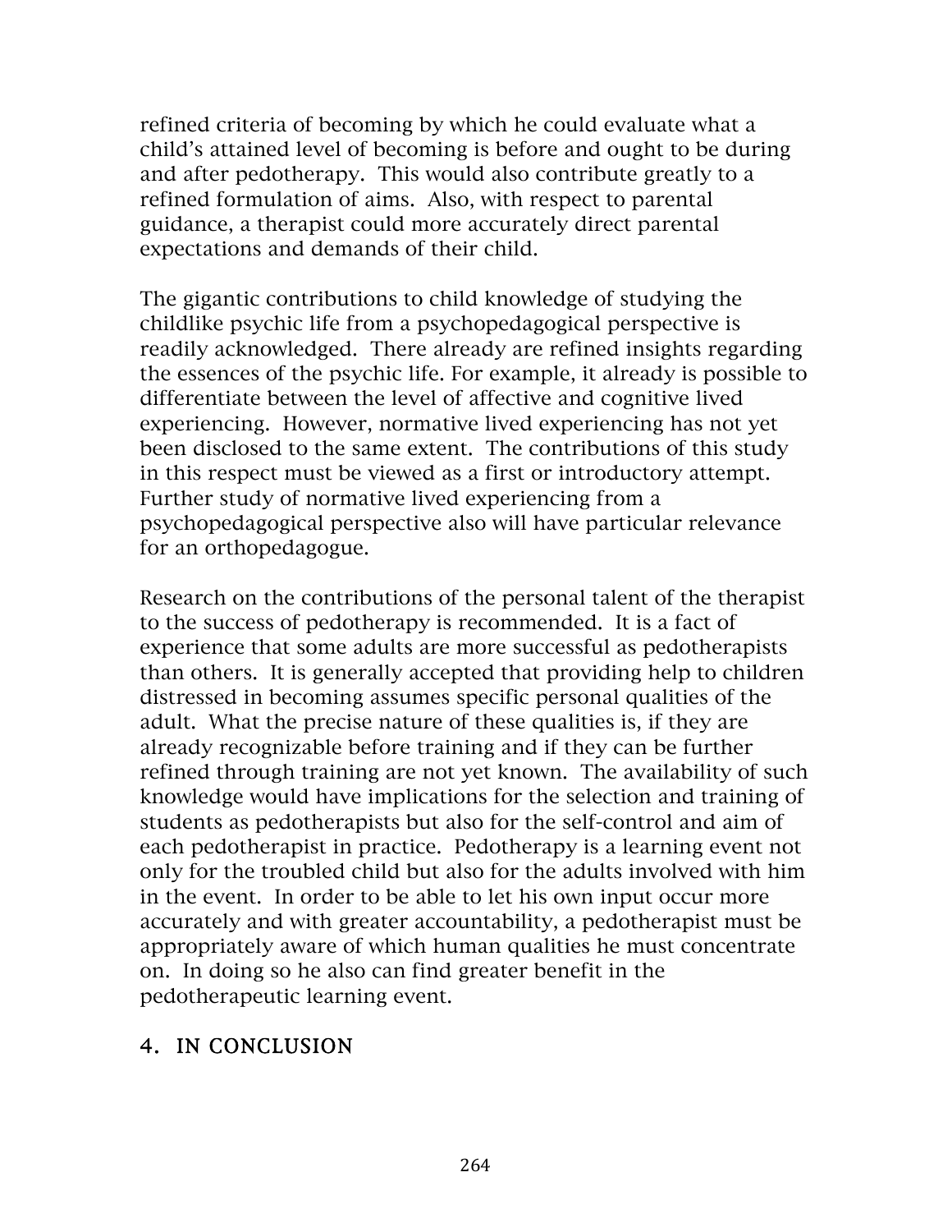refined criteria of becoming by which he could evaluate what a child's attained level of becoming is before and ought to be during and after pedotherapy. This would also contribute greatly to a refined formulation of aims. Also, with respect to parental guidance, a therapist could more accurately direct parental expectations and demands of their child.

The gigantic contributions to child knowledge of studying the childlike psychic life from a psychopedagogical perspective is readily acknowledged. There already are refined insights regarding the essences of the psychic life. For example, it already is possible to differentiate between the level of affective and cognitive lived experiencing. However, normative lived experiencing has not yet been disclosed to the same extent. The contributions of this study in this respect must be viewed as a first or introductory attempt. Further study of normative lived experiencing from a psychopedagogical perspective also will have particular relevance for an orthopedagogue.

Research on the contributions of the personal talent of the therapist to the success of pedotherapy is recommended. It is a fact of experience that some adults are more successful as pedotherapists than others. It is generally accepted that providing help to children distressed in becoming assumes specific personal qualities of the adult. What the precise nature of these qualities is, if they are already recognizable before training and if they can be further refined through training are not yet known. The availability of such knowledge would have implications for the selection and training of students as pedotherapists but also for the self-control and aim of each pedotherapist in practice. Pedotherapy is a learning event not only for the troubled child but also for the adults involved with him in the event. In order to be able to let his own input occur more accurately and with greater accountability, a pedotherapist must be appropriately aware of which human qualities he must concentrate on. In doing so he also can find greater benefit in the pedotherapeutic learning event.

## 4. IN CONCLUSION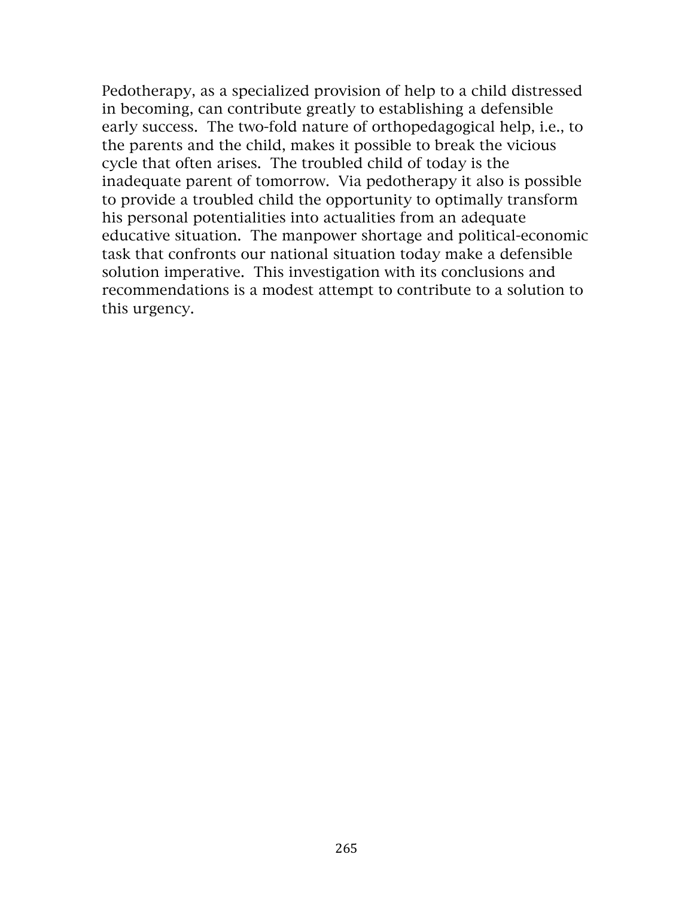Pedotherapy, as a specialized provision of help to a child distressed in becoming, can contribute greatly to establishing a defensible early success. The two-fold nature of orthopedagogical help, i.e., to the parents and the child, makes it possible to break the vicious cycle that often arises. The troubled child of today is the inadequate parent of tomorrow. Via pedotherapy it also is possible to provide a troubled child the opportunity to optimally transform his personal potentialities into actualities from an adequate educative situation. The manpower shortage and political-economic task that confronts our national situation today make a defensible solution imperative. This investigation with its conclusions and recommendations is a modest attempt to contribute to a solution to this urgency.